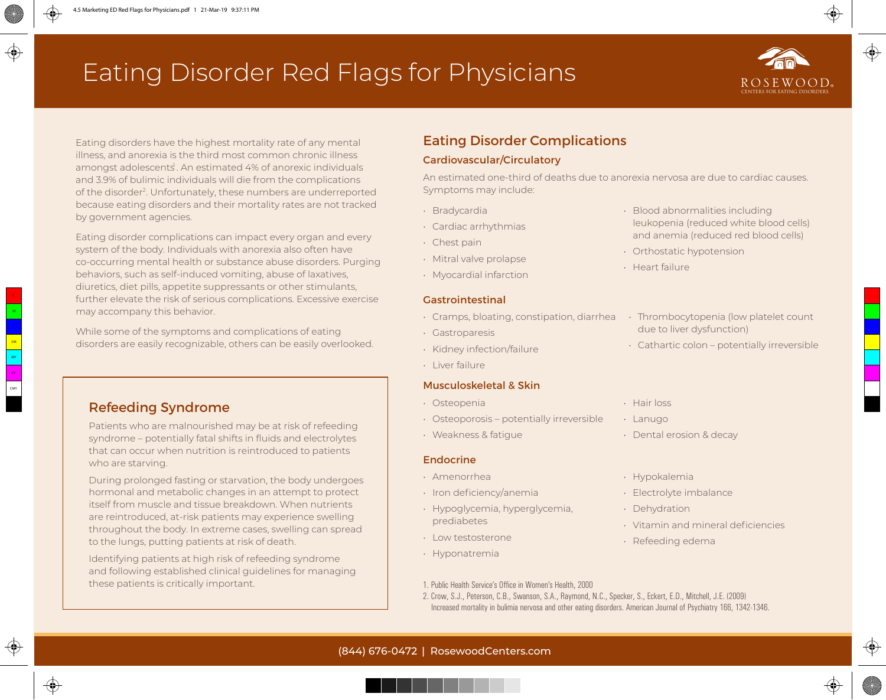# Eating Disorder Red Flags for Physicians

ROSEWOOD
CENTERS FOR EATING DISORDERS

Eating disorders have the highest mortality rate of any mental illness, and anorexia is the third most common chronic illness amongst adolescents[1]. An estimated 4% of anorexic individuals and 3.9% of bulimic individuals will die from the complications of the disorder[2]. Unfortunately, these numbers are underreported because eating disorders and their mortality rates are not tracked by government agencies.

Eating disorder complications can impact every organ and every system of the body. Individuals with anorexia also often have co-occurring mental health or substance abuse disorders. Purging behaviors, such as self-induced vomiting, abuse of laxatives, diuretics, diet pills, appetite suppressants or other stimulants, further elevate the risk of serious complications. Excessive exercise may accompany this behavior.

While some of the symptoms and complications of eating disorders are easily recognizable, others can be easily overlooked.

## Refeeding Syndrome

Patients who are malnourished may be at risk of refeeding syndrome – potentially fatal shifts in fluids and electrolytes that can occur when nutrition is reintroduced to patients who are starving.

During prolonged fasting or starvation, the body undergoes hormonal and metabolic changes in an attempt to protect itself from muscle and tissue breakdown. When nutrients are reintroduced, at-risk patients may experience swelling throughout the body. In extreme cases, swelling can spread to the lungs, putting patients at risk of death.

Identifying patients at high risk of refeeding syndrome and following established clinical guidelines for managing these patients is critically important.

## Eating Disorder Complications

### Cardiovascular/Circulatory

An estimated one-third of deaths due to anorexia nervosa are due to cardiac causes. Symptoms may include:

- Bradycardia
- Cardiac arrhythmias
- Chest pain
- Mitral valve prolapse
- Myocardial infarction
- Blood abnormalities including leukopenia (reduced white blood cells) and anemia (reduced red blood cells)
- Orthostatic hypotension
- Heart failure

### Gastrointestinal

- Cramps, bloating, constipation, diarrhea
- Gastroparesis
- Kidney infection/failure
- Liver failure
- Thrombocytopenia (low platelet count due to liver dysfunction)
- Cathartic colon – potentially irreversible

### Musculoskeletal & Skin

- Osteopenia
- Osteoporosis – potentially irreversible
- Weakness & fatigue
- Hair loss
- Lanugo
- Dental erosion & decay

### Endocrine

- Amenorrhea
- Iron deficiency/anemia
- Hypoglycemia, hyperglycemia, prediabetes
- Low testosterone
- Hyponatremia
- Hypokalemia
- Electrolyte imbalance
- Dehydration
- Vitamin and mineral deficiencies
- Refeeding edema

1. Public Health Service's Office in Women's Health, 2000
2. Crow, S.J., Peterson, C.B., Swanson, S.A., Raymond, N.C., Specker, S., Eckert, E.D., Mitchell, J.E. (2009) Increased mortality in bulimia nervosa and other eating disorders. American Journal of Psychiatry 166, 1342-1346.

(844) 676-0472 | RosewoodCenters.com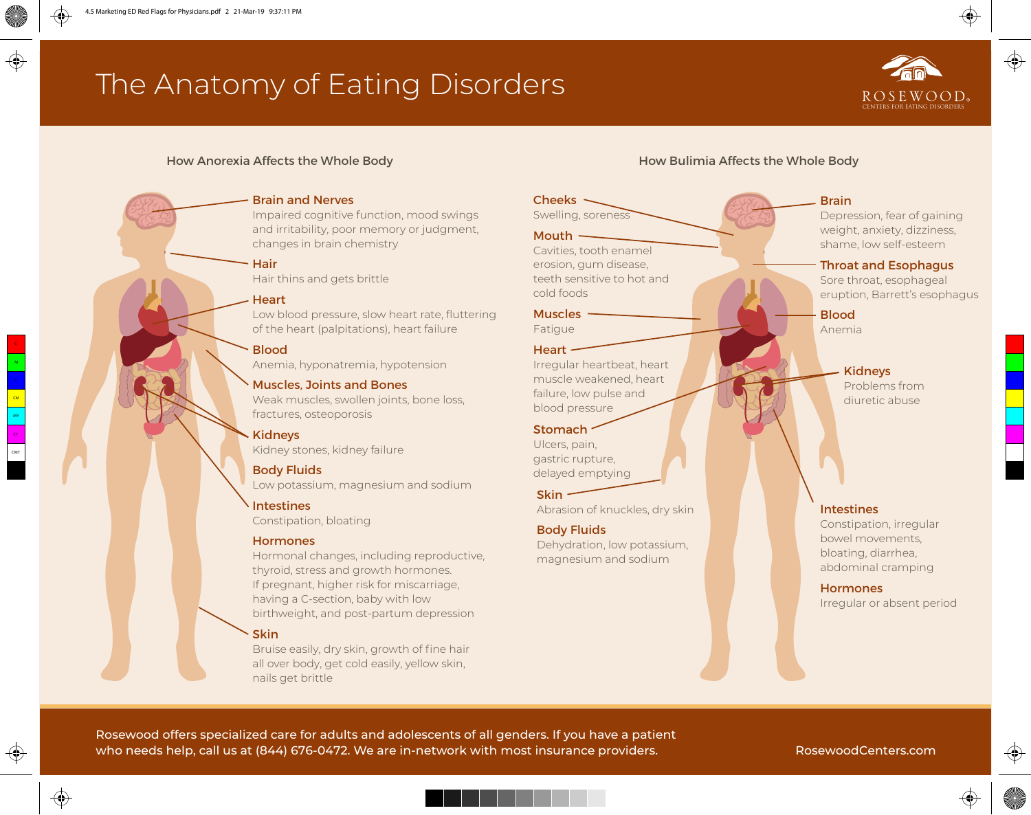# The Anatomy of Eating Disorders

ROSEWOOD
CENTERS FOR EATING DISORDERS

## How Anorexia Affects the Whole Body

**Brain and Nerves**
Impaired cognitive function, mood swings and irritability, poor memory or judgment, changes in brain chemistry

**Hair**
Hair thins and gets brittle

**Heart**
Low blood pressure, slow heart rate, fluttering of the heart (palpitations), heart failure

**Blood**
Anemia, hyponatremia, hypotension

**Muscles, Joints and Bones**
Weak muscles, swollen joints, bone loss, fractures, osteoporosis

**Kidneys**
Kidney stones, kidney failure

**Body Fluids**
Low potassium, magnesium and sodium

**Intestines**
Constipation, bloating

**Hormones**
Hormonal changes, including reproductive, thyroid, stress and growth hormones. If pregnant, higher risk for miscarriage, having a C-section, baby with low birthweight, and post-partum depression

**Skin**
Bruise easily, dry skin, growth of fine hair all over body, get cold easily, yellow skin, nails get brittle

## How Bulimia Affects the Whole Body

**Cheeks**
Swelling, soreness

**Mouth**
Cavities, tooth enamel erosion, gum disease, teeth sensitive to hot and cold foods

**Muscles**
Fatigue

**Heart**
Irregular heartbeat, heart muscle weakened, heart failure, low pulse and blood pressure

**Stomach**
Ulcers, pain, gastric rupture, delayed emptying

**Skin**
Abrasion of knuckles, dry skin

**Body Fluids**
Dehydration, low potassium, magnesium and sodium

**Brain**
Depression, fear of gaining weight, anxiety, dizziness, shame, low self-esteem

**Throat and Esophagus**
Sore throat, esophageal eruption, Barrett's esophagus

**Blood**
Anemia

**Kidneys**
Problems from diuretic abuse

**Intestines**
Constipation, irregular bowel movements, bloating, diarrhea, abdominal cramping

**Hormones**
Irregular or absent period

Rosewood offers specialized care for adults and adolescents of all genders. If you have a patient who needs help, call us at (844) 676-0472. We are in-network with most insurance providers.

RosewoodCenters.com